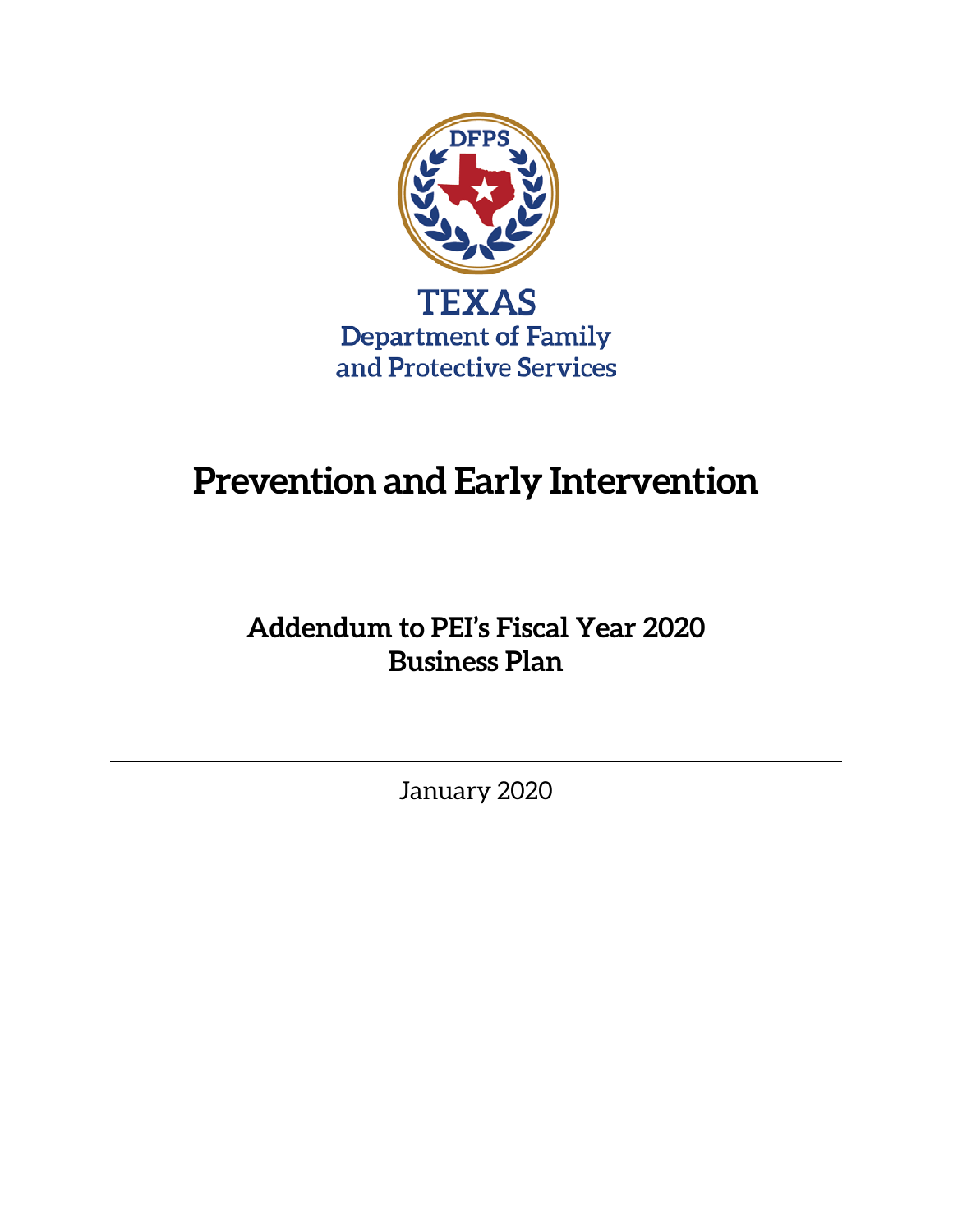TEXAS
Department of Family
and Protective Services

# Prevention and Early Intervention

## Addendum to PEI's Fiscal Year 2020 Business Plan

January 2020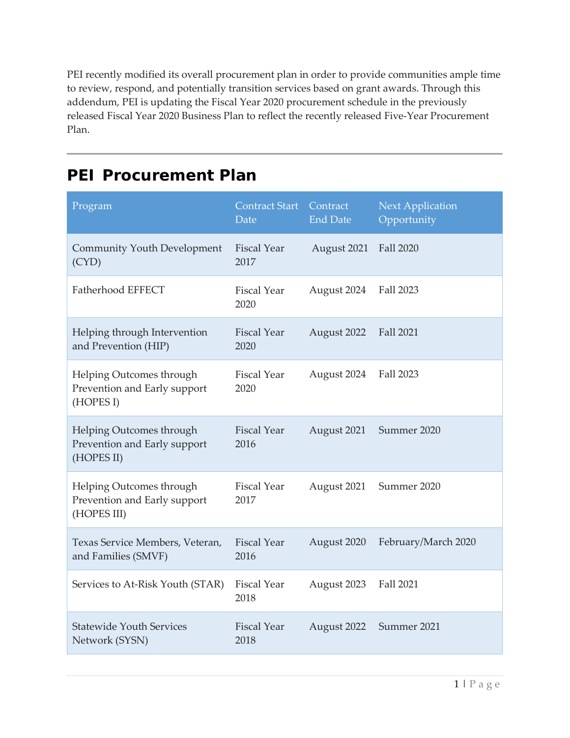PEI recently modified its overall procurement plan in order to provide communities ample time to review, respond, and potentially transition services based on grant awards. Through this addendum, PEI is updating the Fiscal Year 2020 procurement schedule in the previously released Fiscal Year 2020 Business Plan to reflect the recently released Five-Year Procurement Plan.

---

## PEI Procurement Plan

| Program | Contract Start Date | Contract End Date | Next Application Opportunity |
|---|---|---|---|
| Community Youth Development (CYD) | Fiscal Year 2017 | August 2021 | Fall 2020 |
| Fatherhood EFFECT | Fiscal Year 2020 | August 2024 | Fall 2023 |
| Helping through Intervention and Prevention (HIP) | Fiscal Year 2020 | August 2022 | Fall 2021 |
| Helping Outcomes through Prevention and Early support (HOPES I) | Fiscal Year 2020 | August 2024 | Fall 2023 |
| Helping Outcomes through Prevention and Early support (HOPES II) | Fiscal Year 2016 | August 2021 | Summer 2020 |
| Helping Outcomes through Prevention and Early support (HOPES III) | Fiscal Year 2017 | August 2021 | Summer 2020 |
| Texas Service Members, Veteran, and Families (SMVF) | Fiscal Year 2016 | August 2020 | February/March 2020 |
| Services to At-Risk Youth (STAR) | Fiscal Year 2018 | August 2023 | Fall 2021 |
| Statewide Youth Services Network (SYSN) | Fiscal Year 2018 | August 2022 | Summer 2021 |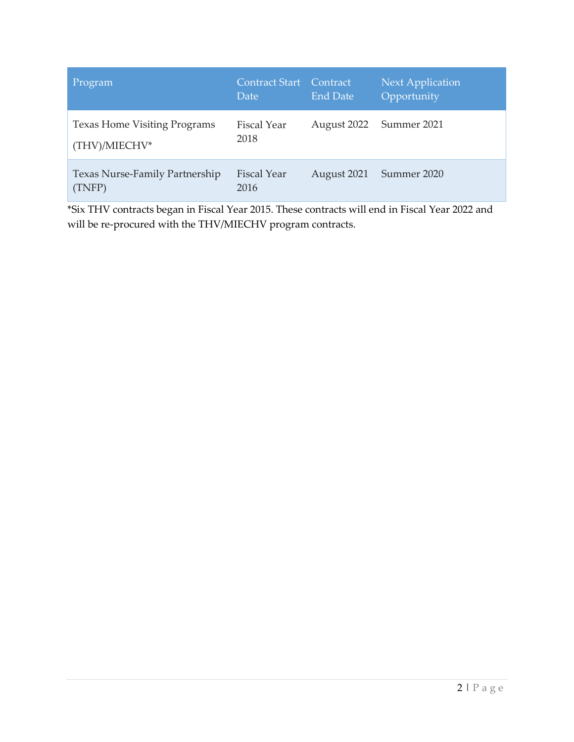| Program | Contract Start Date | Contract End Date | Next Application Opportunity |
| --- | --- | --- | --- |
| Texas Home Visiting Programs (THV)/MIECHV* | Fiscal Year 2018 | August 2022 | Summer 2021 |
| Texas Nurse-Family Partnership (TNFP) | Fiscal Year 2016 | August 2021 | Summer 2020 |

*Six THV contracts began in Fiscal Year 2015. These contracts will end in Fiscal Year 2022 and will be re-procured with the THV/MIECHV program contracts.